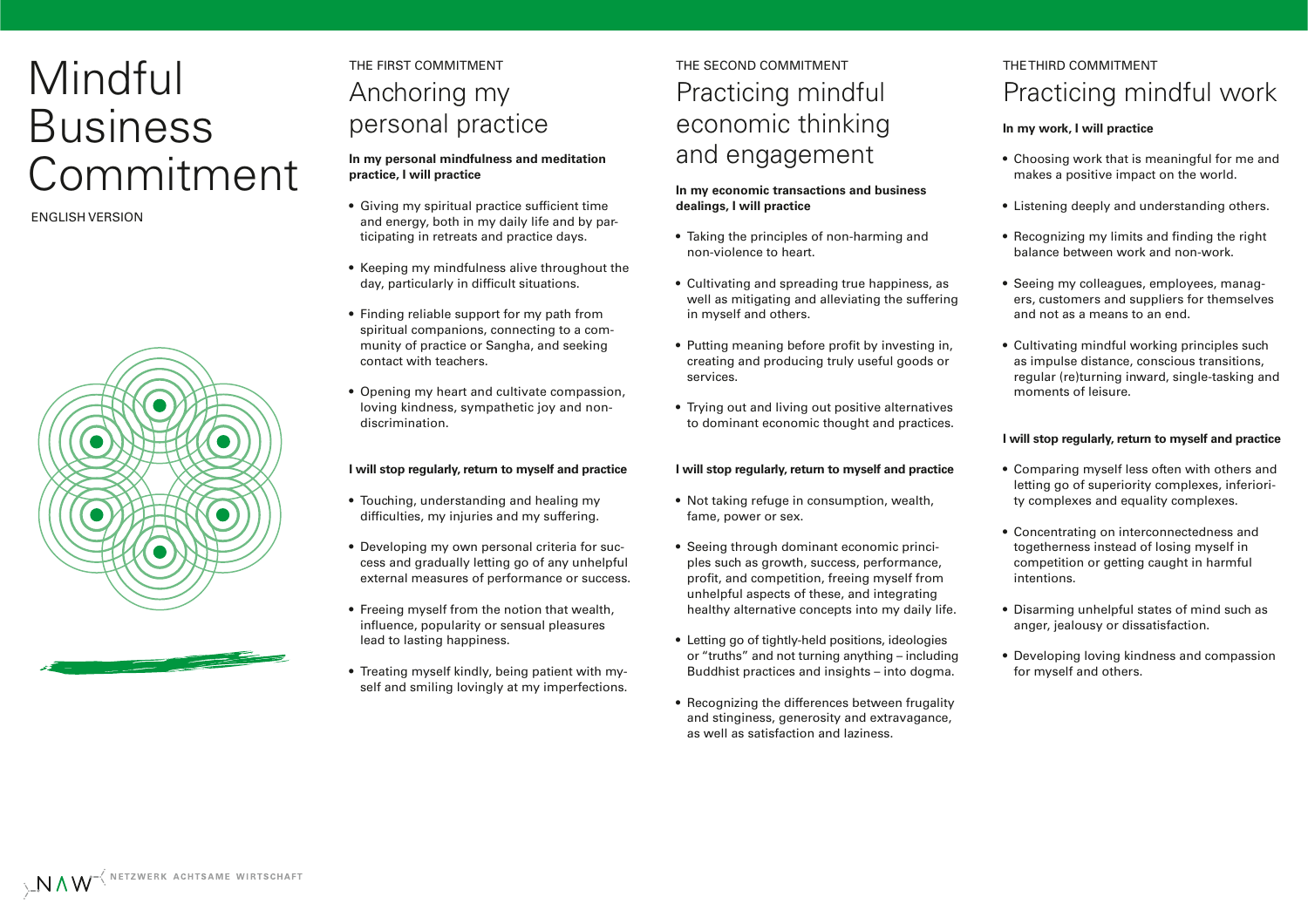# Mindful Business Commitment

ENGLISH VERSION

## THE FIRST COMMITMENT

### Anchoring my personal practice

**In my personal mindfulness and meditation practice, I will practice**

- Giving my spiritual practice sufficient time and energy, both in my daily life and by participating in retreats and practice days.
- Keeping my mindfulness alive throughout the day, particularly in difficult situations.
- Finding reliable support for my path from spiritual companions, connecting to a community of practice or Sangha, and seeking contact with teachers.
- Opening my heart and cultivate compassion, loving kindness, sympathetic joy and non-discrimination.

**I will stop regularly, return to myself and practice**

- Touching, understanding and healing my difficulties, my injuries and my suffering.
- Developing my own personal criteria for success and gradually letting go of any unhelpful external measures of performance or success.
- Freeing myself from the notion that wealth, influence, popularity or sensual pleasures lead to lasting happiness.
- Treating myself kindly, being patient with myself and smiling lovingly at my imperfections.

## THE SECOND COMMITMENT

### Practicing mindful economic thinking and engagement

**In my economic transactions and business dealings, I will practice**

- Taking the principles of non-harming and non-violence to heart.
- Cultivating and spreading true happiness, as well as mitigating and alleviating the suffering in myself and others.
- Putting meaning before profit by investing in, creating and producing truly useful goods or services.
- Trying out and living out positive alternatives to dominant economic thought and practices.

**I will stop regularly, return to myself and practice**

- Not taking refuge in consumption, wealth, fame, power or sex.
- Seeing through dominant economic principles such as growth, success, performance, profit, and competition, freeing myself from unhelpful aspects of these, and integrating healthy alternative concepts into my daily life.
- Letting go of tightly-held positions, ideologies or "truths" and not turning anything – including Buddhist practices and insights – into dogma.
- Recognizing the differences between frugality and stinginess, generosity and extravagance, as well as satisfaction and laziness.

## THE THIRD COMMITMENT

### Practicing mindful work

**In my work, I will practice**

- Choosing work that is meaningful for me and makes a positive impact on the world.
- Listening deeply and understanding others.
- Recognizing my limits and finding the right balance between work and non-work.
- Seeing my colleagues, employees, managers, customers and suppliers for themselves and not as a means to an end.
- Cultivating mindful working principles such as impulse distance, conscious transitions, regular (re)turning inward, single-tasking and moments of leisure.

**I will stop regularly, return to myself and practice**

- Comparing myself less often with others and letting go of superiority complexes, inferiority complexes and equality complexes.
- Concentrating on interconnectedness and togetherness instead of losing myself in competition or getting caught in harmful intentions.
- Disarming unhelpful states of mind such as anger, jealousy or dissatisfaction.
- Developing loving kindness and compassion for myself and others.

NAW – NETZWERK ACHTSAME WIRTSCHAFT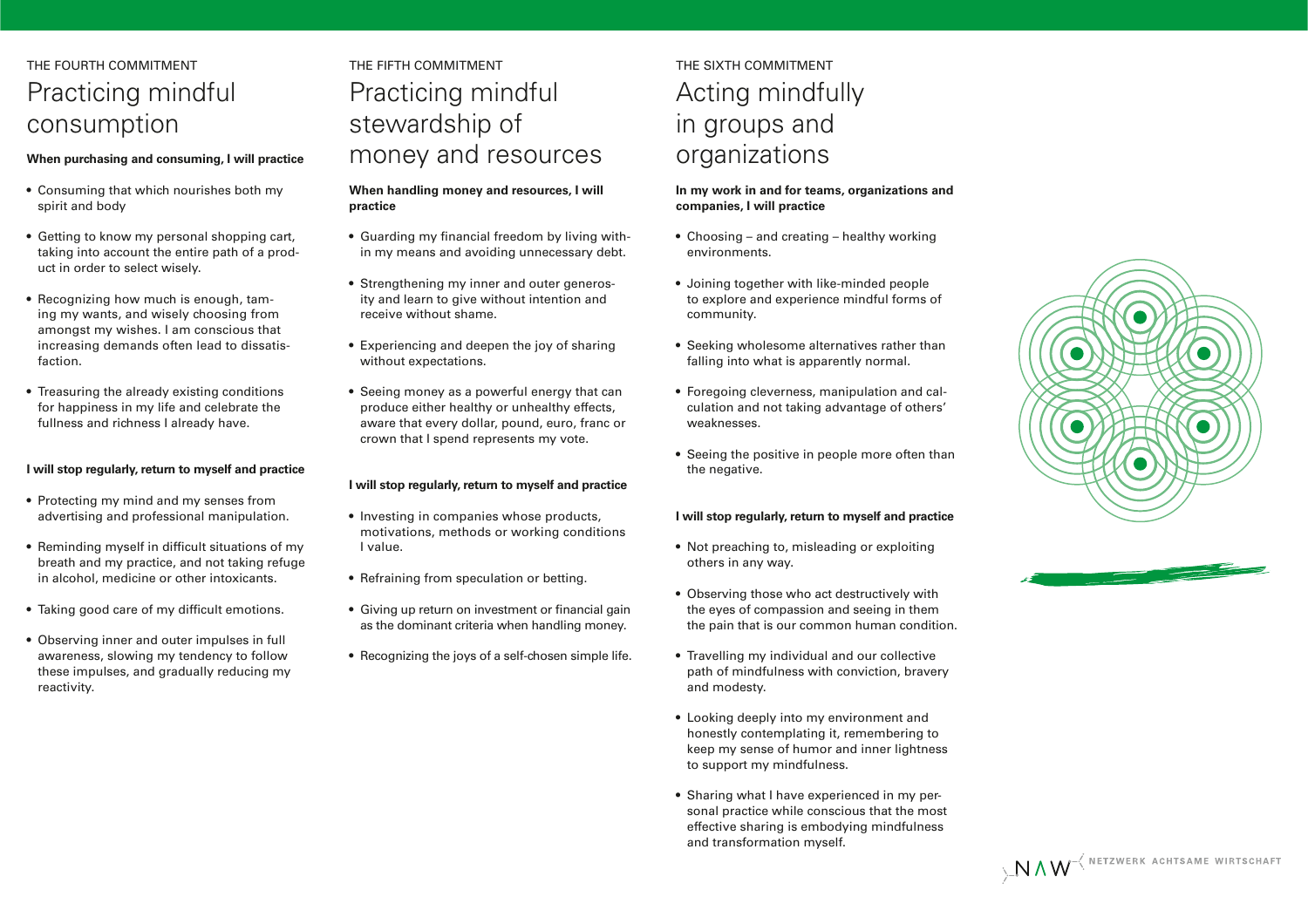THE FOURTH COMMITMENT

# Practicing mindful consumption

**When purchasing and consuming, I will practice**

- Consuming that which nourishes both my spirit and body
- Getting to know my personal shopping cart, taking into account the entire path of a product in order to select wisely.
- Recognizing how much is enough, taming my wants, and wisely choosing from amongst my wishes. I am conscious that increasing demands often lead to dissatisfaction.
- Treasuring the already existing conditions for happiness in my life and celebrate the fullness and richness I already have.

**I will stop regularly, return to myself and practice**

- Protecting my mind and my senses from advertising and professional manipulation.
- Reminding myself in difficult situations of my breath and my practice, and not taking refuge in alcohol, medicine or other intoxicants.
- Taking good care of my difficult emotions.
- Observing inner and outer impulses in full awareness, slowing my tendency to follow these impulses, and gradually reducing my reactivity.

THE FIFTH COMMITMENT

# Practicing mindful stewardship of money and resources

**When handling money and resources, I will practice**

- Guarding my financial freedom by living within my means and avoiding unnecessary debt.
- Strengthening my inner and outer generosity and learn to give without intention and receive without shame.
- Experiencing and deepen the joy of sharing without expectations.
- Seeing money as a powerful energy that can produce either healthy or unhealthy effects, aware that every dollar, pound, euro, franc or crown that I spend represents my vote.

**I will stop regularly, return to myself and practice**

- Investing in companies whose products, motivations, methods or working conditions I value.
- Refraining from speculation or betting.
- Giving up return on investment or financial gain as the dominant criteria when handling money.
- Recognizing the joys of a self-chosen simple life.

THE SIXTH COMMITMENT

# Acting mindfully in groups and organizations

**In my work in and for teams, organizations and companies, I will practice**

- Choosing – and creating – healthy working environments.
- Joining together with like-minded people to explore and experience mindful forms of community.
- Seeking wholesome alternatives rather than falling into what is apparently normal.
- Foregoing cleverness, manipulation and calculation and not taking advantage of others' weaknesses.
- Seeing the positive in people more often than the negative.

**I will stop regularly, return to myself and practice**

- Not preaching to, misleading or exploiting others in any way.
- Observing those who act destructively with the eyes of compassion and seeing in them the pain that is our common human condition.
- Travelling my individual and our collective path of mindfulness with conviction, bravery and modesty.
- Looking deeply into my environment and honestly contemplating it, remembering to keep my sense of humor and inner lightness to support my mindfulness.
- Sharing what I have experienced in my personal practice while conscious that the most effective sharing is embodying mindfulness and transformation myself.

NAW NETZWERK ACHTSAME WIRTSCHAFT